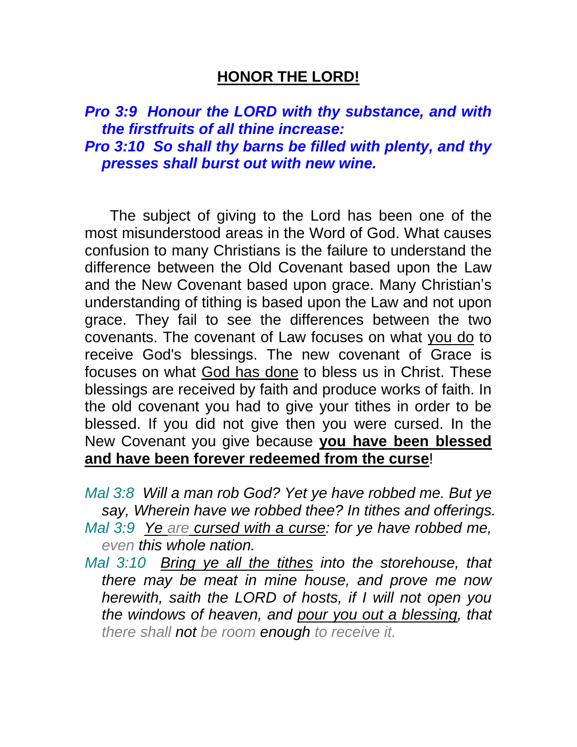# <u>HONOR THE LORD!</u>

***Pro 3:9  Honour the LORD with thy substance, and with the firstfruits of all thine increase:***
***Pro 3:10  So shall thy barns be filled with plenty, and thy presses shall burst out with new wine.***

The subject of giving to the Lord has been one of the most misunderstood areas in the Word of God. What causes confusion to many Christians is the failure to understand the difference between the Old Covenant based upon the Law and the New Covenant based upon grace. Many Christian's understanding of tithing is based upon the Law and not upon grace. They fail to see the differences between the two covenants. The covenant of Law focuses on what <u>you do</u> to receive God's blessings. The new covenant of Grace is focuses on what <u>God has done</u> to bless us in Christ. These blessings are received by faith and produce works of faith. In the old covenant you had to give your tithes in order to be blessed. If you did not give then you were cursed. In the New Covenant you give because **<u>you have been blessed and have been forever redeemed from the curse</u>**!

*Mal 3:8  Will a man rob God? Yet ye have robbed me. But ye say, Wherein have we robbed thee? In tithes and offerings.*
*Mal 3:9  <u>Ye are cursed with a curse</u>: for ye have robbed me, even this whole nation.*
*Mal 3:10  <u>Bring ye all the tithes</u> into the storehouse, that there may be meat in mine house, and prove me now herewith, saith the LORD of hosts, if I will not open you the windows of heaven, and <u>pour you out a blessing</u>, that there shall not be room enough to receive it.*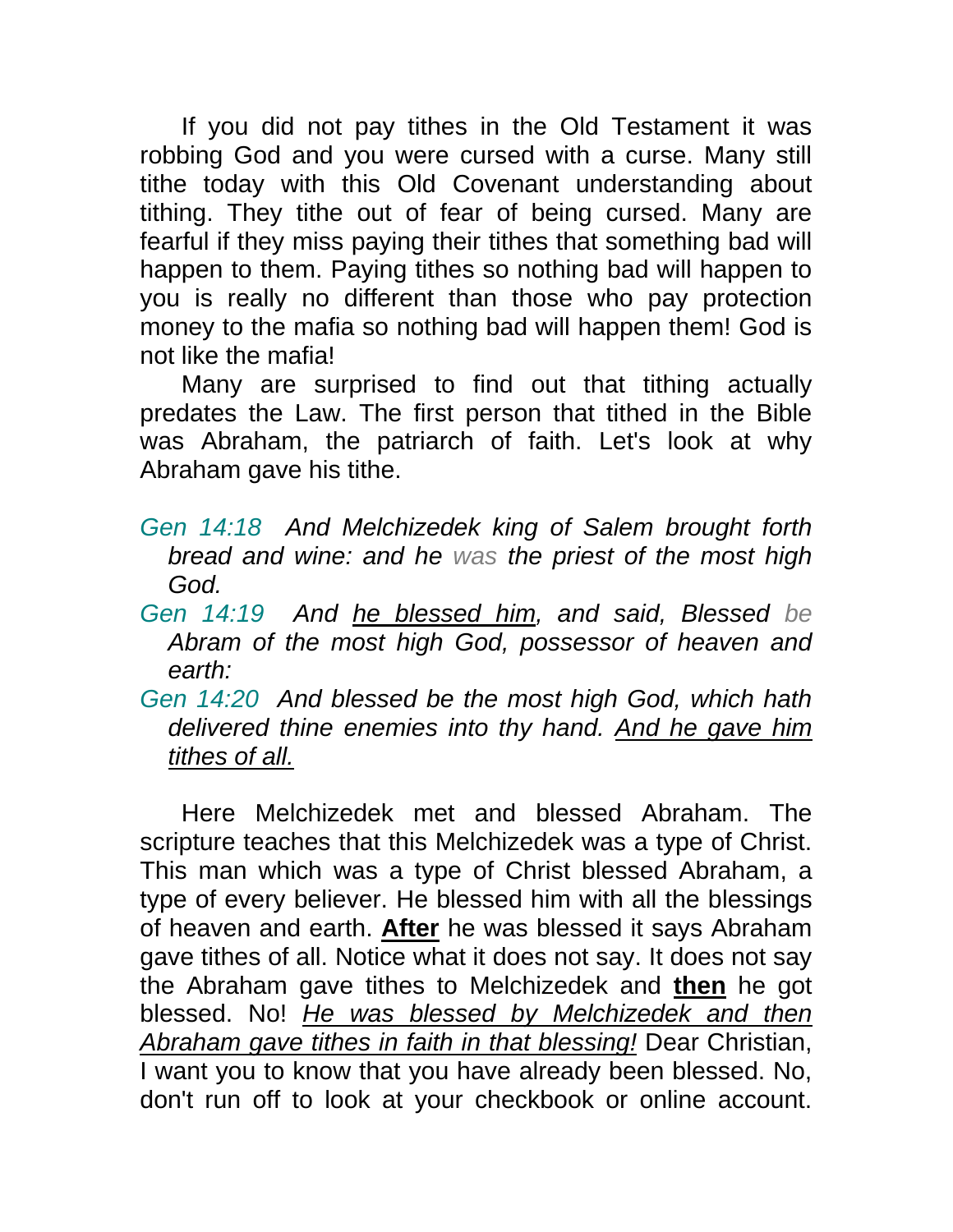If you did not pay tithes in the Old Testament it was robbing God and you were cursed with a curse. Many still tithe today with this Old Covenant understanding about tithing. They tithe out of fear of being cursed. Many are fearful if they miss paying their tithes that something bad will happen to them. Paying tithes so nothing bad will happen to you is really no different than those who pay protection money to the mafia so nothing bad will happen them! God is not like the mafia!

Many are surprised to find out that tithing actually predates the Law. The first person that tithed in the Bible was Abraham, the patriarch of faith. Let's look at why Abraham gave his tithe.

*Gen 14:18 And Melchizedek king of Salem brought forth bread and wine: and he was the priest of the most high God.*

*Gen 14:19 And <u>he blessed him</u>, and said, Blessed be Abram of the most high God, possessor of heaven and earth:*

*Gen 14:20 And blessed be the most high God, which hath delivered thine enemies into thy hand. <u>And he gave him tithes of all.</u>*

Here Melchizedek met and blessed Abraham. The scripture teaches that this Melchizedek was a type of Christ. This man which was a type of Christ blessed Abraham, a type of every believer. He blessed him with all the blessings of heaven and earth. **<u>After</u>** he was blessed it says Abraham gave tithes of all. Notice what it does not say. It does not say the Abraham gave tithes to Melchizedek and **<u>then</u>** he got blessed. No! *<u>He was blessed by Melchizedek and then Abraham gave tithes in faith in that blessing!</u>* Dear Christian, I want you to know that you have already been blessed. No, don't run off to look at your checkbook or online account.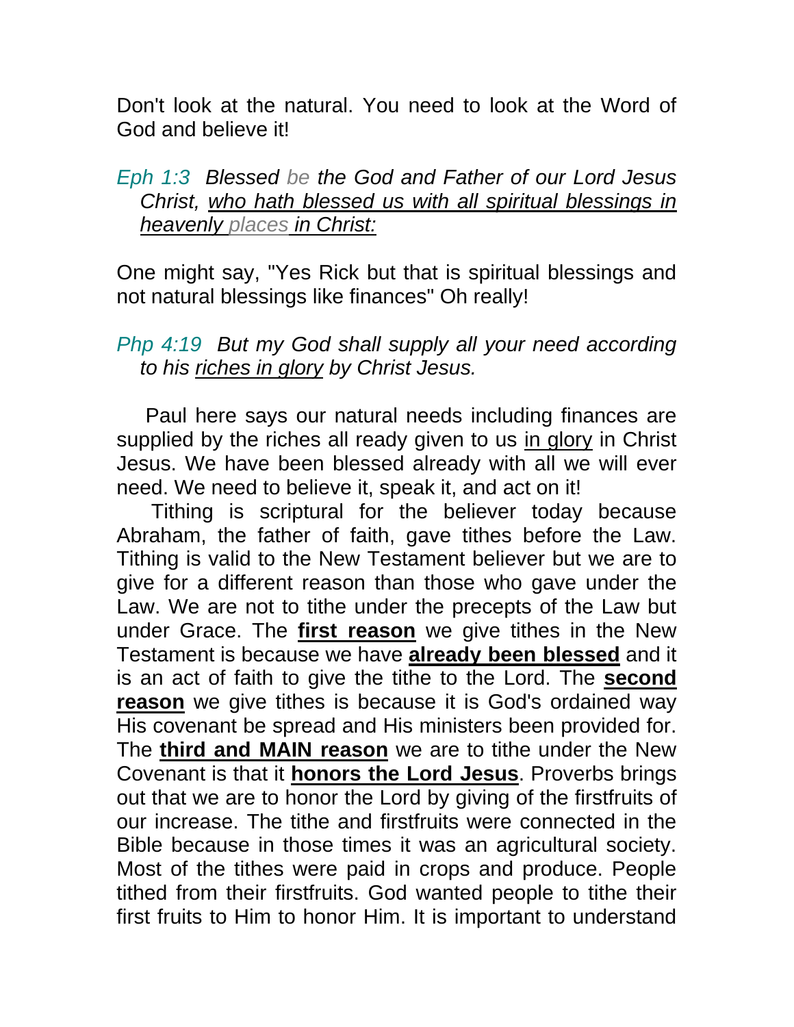Don't look at the natural. You need to look at the Word of God and believe it!

> *Eph 1:3 Blessed be the God and Father of our Lord Jesus Christ, <u>who hath blessed us with all spiritual blessings in heavenly places in Christ:</u>*

One might say, "Yes Rick but that is spiritual blessings and not natural blessings like finances" Oh really!

> *Php 4:19 But my God shall supply all your need according to his <u>riches in glory</u> by Christ Jesus.*

Paul here says our natural needs including finances are supplied by the riches all ready given to us <u>in glory</u> in Christ Jesus. We have been blessed already with all we will ever need. We need to believe it, speak it, and act on it!

Tithing is scriptural for the believer today because Abraham, the father of faith, gave tithes before the Law. Tithing is valid to the New Testament believer but we are to give for a different reason than those who gave under the Law. We are not to tithe under the precepts of the Law but under Grace. The **<u>first reason</u>** we give tithes in the New Testament is because we have **<u>already been blessed</u>** and it is an act of faith to give the tithe to the Lord. The **<u>second reason</u>** we give tithes is because it is God's ordained way His covenant be spread and His ministers been provided for. The **<u>third and MAIN reason</u>** we are to tithe under the New Covenant is that it **<u>honors the Lord Jesus</u>**. Proverbs brings out that we are to honor the Lord by giving of the firstfruits of our increase. The tithe and firstfruits were connected in the Bible because in those times it was an agricultural society. Most of the tithes were paid in crops and produce. People tithed from their firstfruits. God wanted people to tithe their first fruits to Him to honor Him. It is important to understand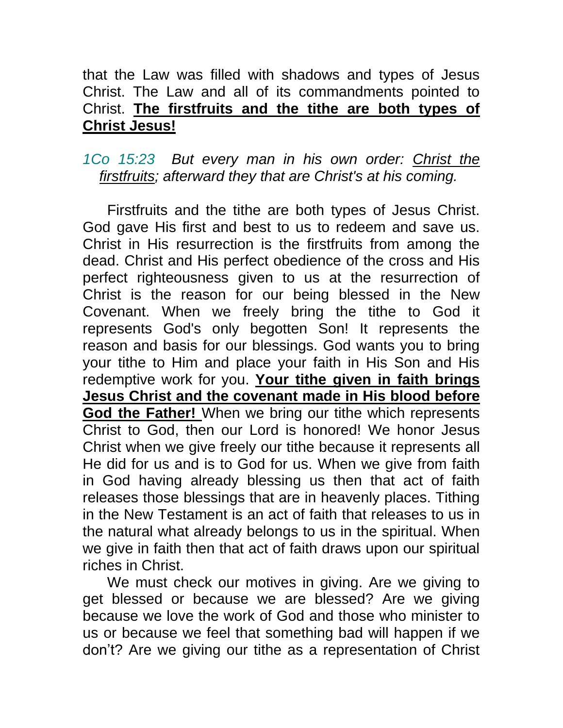that the Law was filled with shadows and types of Jesus Christ. The Law and all of its commandments pointed to Christ. **<u>The firstfruits and the tithe are both types of Christ Jesus!</u>**

*1Co 15:23  But every man in his own order: <u>Christ the firstfruits</u>; afterward they that are Christ's at his coming.*

Firstfruits and the tithe are both types of Jesus Christ. God gave His first and best to us to redeem and save us. Christ in His resurrection is the firstfruits from among the dead. Christ and His perfect obedience of the cross and His perfect righteousness given to us at the resurrection of Christ is the reason for our being blessed in the New Covenant. When we freely bring the tithe to God it represents God's only begotten Son! It represents the reason and basis for our blessings. God wants you to bring your tithe to Him and place your faith in His Son and His redemptive work for you. **<u>Your tithe given in faith brings Jesus Christ and the covenant made in His blood before God the Father!</u>** When we bring our tithe which represents Christ to God, then our Lord is honored! We honor Jesus Christ when we give freely our tithe because it represents all He did for us and is to God for us. When we give from faith in God having already blessing us then that act of faith releases those blessings that are in heavenly places. Tithing in the New Testament is an act of faith that releases to us in the natural what already belongs to us in the spiritual. When we give in faith then that act of faith draws upon our spiritual riches in Christ.

We must check our motives in giving. Are we giving to get blessed or because we are blessed? Are we giving because we love the work of God and those who minister to us or because we feel that something bad will happen if we don't? Are we giving our tithe as a representation of Christ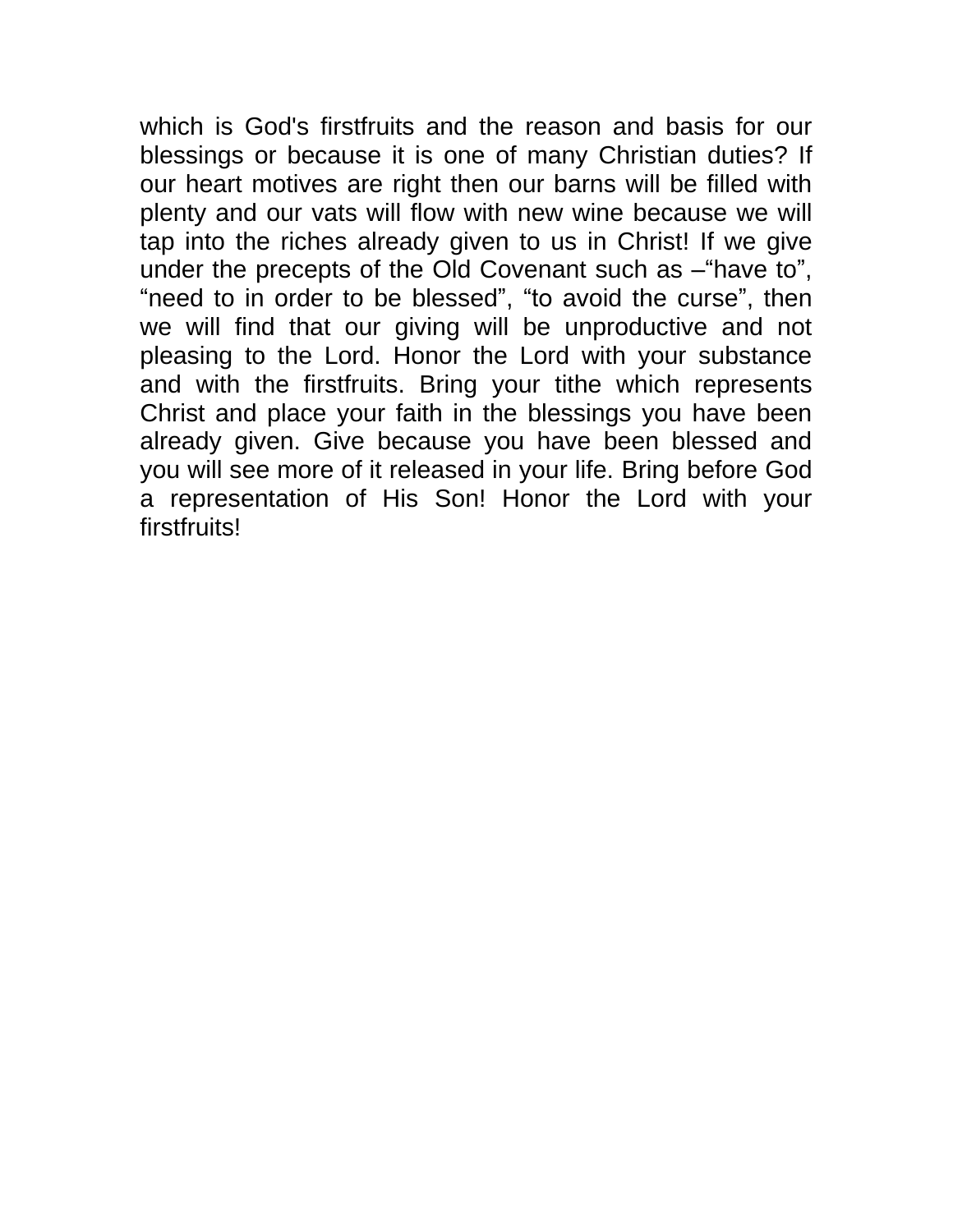which is God's firstfruits and the reason and basis for our blessings or because it is one of many Christian duties? If our heart motives are right then our barns will be filled with plenty and our vats will flow with new wine because we will tap into the riches already given to us in Christ! If we give under the precepts of the Old Covenant such as –“have to”, “need to in order to be blessed”, “to avoid the curse”, then we will find that our giving will be unproductive and not pleasing to the Lord. Honor the Lord with your substance and with the firstfruits. Bring your tithe which represents Christ and place your faith in the blessings you have been already given. Give because you have been blessed and you will see more of it released in your life. Bring before God a representation of His Son! Honor the Lord with your firstfruits!